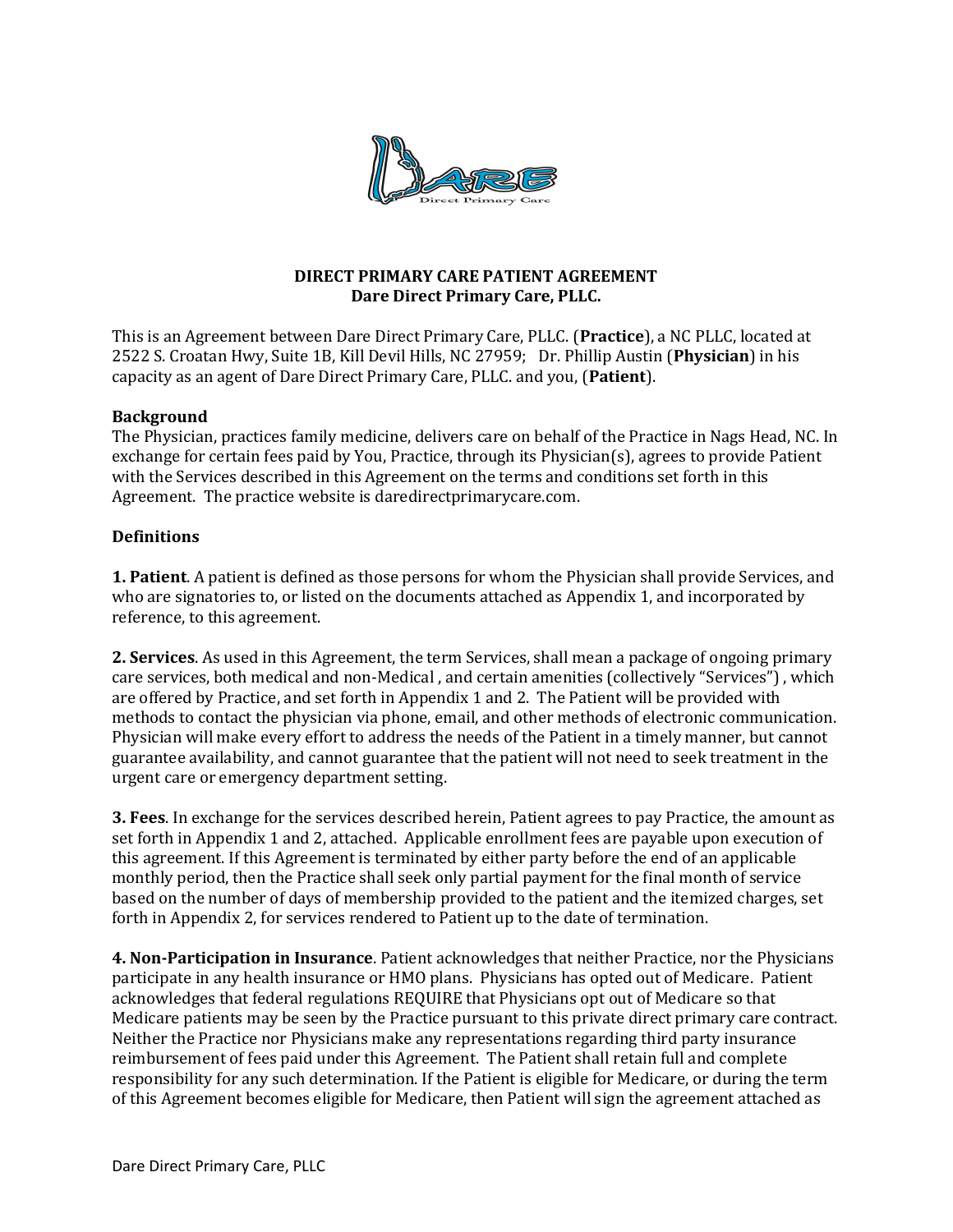# DIRECT PRIMARY CARE PATIENT AGREEMENT
## Dare Direct Primary Care, PLLC.

This is an Agreement between Dare Direct Primary Care, PLLC. (**Practice**), a NC PLLC, located at 2522 S. Croatan Hwy, Suite 1B, Kill Devil Hills, NC 27959; Dr. Phillip Austin (**Physician**) in his capacity as an agent of Dare Direct Primary Care, PLLC. and you, (**Patient**).

**Background**

The Physician, practices family medicine, delivers care on behalf of the Practice in Nags Head, NC. In exchange for certain fees paid by You, Practice, through its Physician(s), agrees to provide Patient with the Services described in this Agreement on the terms and conditions set forth in this Agreement. The practice website is daredirectprimarycare.com.

**Definitions**

**1. Patient**. A patient is defined as those persons for whom the Physician shall provide Services, and who are signatories to, or listed on the documents attached as Appendix 1, and incorporated by reference, to this agreement.

**2. Services**. As used in this Agreement, the term Services, shall mean a package of ongoing primary care services, both medical and non-Medical , and certain amenities (collectively "Services") , which are offered by Practice, and set forth in Appendix 1 and 2. The Patient will be provided with methods to contact the physician via phone, email, and other methods of electronic communication. Physician will make every effort to address the needs of the Patient in a timely manner, but cannot guarantee availability, and cannot guarantee that the patient will not need to seek treatment in the urgent care or emergency department setting.

**3. Fees**. In exchange for the services described herein, Patient agrees to pay Practice, the amount as set forth in Appendix 1 and 2, attached. Applicable enrollment fees are payable upon execution of this agreement. If this Agreement is terminated by either party before the end of an applicable monthly period, then the Practice shall seek only partial payment for the final month of service based on the number of days of membership provided to the patient and the itemized charges, set forth in Appendix 2, for services rendered to Patient up to the date of termination.

**4. Non-Participation in Insurance**. Patient acknowledges that neither Practice, nor the Physicians participate in any health insurance or HMO plans. Physicians has opted out of Medicare. Patient acknowledges that federal regulations REQUIRE that Physicians opt out of Medicare so that Medicare patients may be seen by the Practice pursuant to this private direct primary care contract. Neither the Practice nor Physicians make any representations regarding third party insurance reimbursement of fees paid under this Agreement. The Patient shall retain full and complete responsibility for any such determination. If the Patient is eligible for Medicare, or during the term of this Agreement becomes eligible for Medicare, then Patient will sign the agreement attached as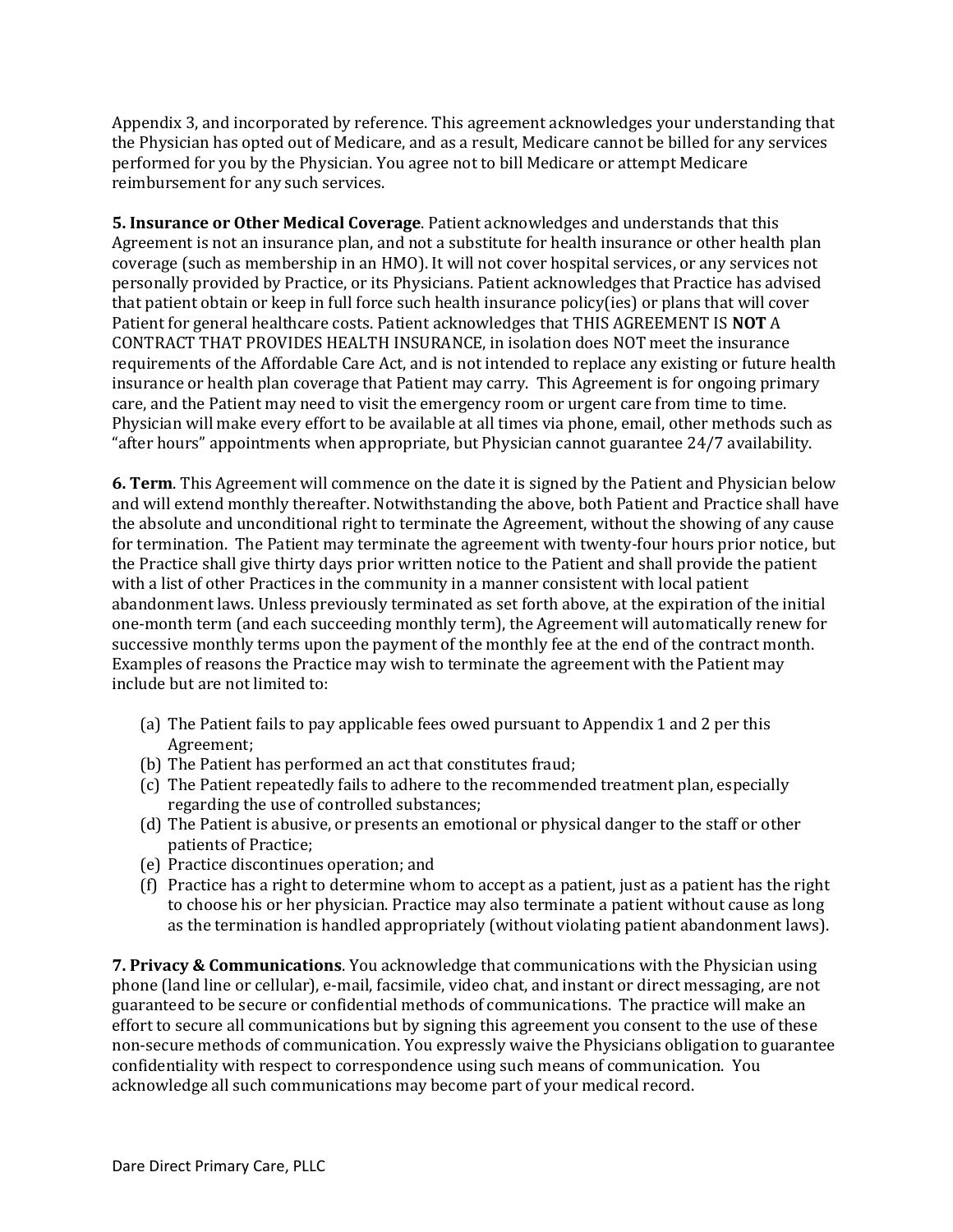Appendix 3, and incorporated by reference. This agreement acknowledges your understanding that the Physician has opted out of Medicare, and as a result, Medicare cannot be billed for any services performed for you by the Physician. You agree not to bill Medicare or attempt Medicare reimbursement for any such services.

**5. Insurance or Other Medical Coverage**. Patient acknowledges and understands that this Agreement is not an insurance plan, and not a substitute for health insurance or other health plan coverage (such as membership in an HMO). It will not cover hospital services, or any services not personally provided by Practice, or its Physicians. Patient acknowledges that Practice has advised that patient obtain or keep in full force such health insurance policy(ies) or plans that will cover Patient for general healthcare costs. Patient acknowledges that THIS AGREEMENT IS **NOT** A CONTRACT THAT PROVIDES HEALTH INSURANCE, in isolation does NOT meet the insurance requirements of the Affordable Care Act, and is not intended to replace any existing or future health insurance or health plan coverage that Patient may carry. This Agreement is for ongoing primary care, and the Patient may need to visit the emergency room or urgent care from time to time. Physician will make every effort to be available at all times via phone, email, other methods such as "after hours" appointments when appropriate, but Physician cannot guarantee 24/7 availability.

**6. Term**. This Agreement will commence on the date it is signed by the Patient and Physician below and will extend monthly thereafter. Notwithstanding the above, both Patient and Practice shall have the absolute and unconditional right to terminate the Agreement, without the showing of any cause for termination. The Patient may terminate the agreement with twenty-four hours prior notice, but the Practice shall give thirty days prior written notice to the Patient and shall provide the patient with a list of other Practices in the community in a manner consistent with local patient abandonment laws. Unless previously terminated as set forth above, at the expiration of the initial one-month term (and each succeeding monthly term), the Agreement will automatically renew for successive monthly terms upon the payment of the monthly fee at the end of the contract month. Examples of reasons the Practice may wish to terminate the agreement with the Patient may include but are not limited to:

(a) The Patient fails to pay applicable fees owed pursuant to Appendix 1 and 2 per this Agreement;
(b) The Patient has performed an act that constitutes fraud;
(c) The Patient repeatedly fails to adhere to the recommended treatment plan, especially regarding the use of controlled substances;
(d) The Patient is abusive, or presents an emotional or physical danger to the staff or other patients of Practice;
(e) Practice discontinues operation; and
(f) Practice has a right to determine whom to accept as a patient, just as a patient has the right to choose his or her physician. Practice may also terminate a patient without cause as long as the termination is handled appropriately (without violating patient abandonment laws).

**7. Privacy & Communications**. You acknowledge that communications with the Physician using phone (land line or cellular), e-mail, facsimile, video chat, and instant or direct messaging, are not guaranteed to be secure or confidential methods of communications. The practice will make an effort to secure all communications but by signing this agreement you consent to the use of these non-secure methods of communication. You expressly waive the Physicians obligation to guarantee confidentiality with respect to correspondence using such means of communication. You acknowledge all such communications may become part of your medical record.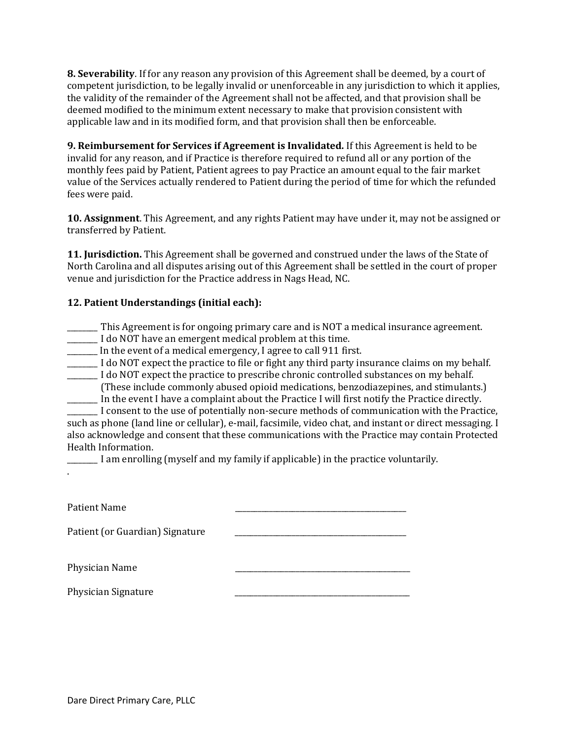**8. Severability**. If for any reason any provision of this Agreement shall be deemed, by a court of competent jurisdiction, to be legally invalid or unenforceable in any jurisdiction to which it applies, the validity of the remainder of the Agreement shall not be affected, and that provision shall be deemed modified to the minimum extent necessary to make that provision consistent with applicable law and in its modified form, and that provision shall then be enforceable.

**9. Reimbursement for Services if Agreement is Invalidated.** If this Agreement is held to be invalid for any reason, and if Practice is therefore required to refund all or any portion of the monthly fees paid by Patient, Patient agrees to pay Practice an amount equal to the fair market value of the Services actually rendered to Patient during the period of time for which the refunded fees were paid.

**10. Assignment**. This Agreement, and any rights Patient may have under it, may not be assigned or transferred by Patient.

**11. Jurisdiction.** This Agreement shall be governed and construed under the laws of the State of North Carolina and all disputes arising out of this Agreement shall be settled in the court of proper venue and jurisdiction for the Practice address in Nags Head, NC.

**12. Patient Understandings (initial each):**

________ This Agreement is for ongoing primary care and is NOT a medical insurance agreement.
________ I do NOT have an emergent medical problem at this time.
________ In the event of a medical emergency, I agree to call 911 first.
________ I do NOT expect the practice to file or fight any third party insurance claims on my behalf.
________ I do NOT expect the practice to prescribe chronic controlled substances on my behalf. (These include commonly abused opioid medications, benzodiazepines, and stimulants.)
________ In the event I have a complaint about the Practice I will first notify the Practice directly.
________ I consent to the use of potentially non-secure methods of communication with the Practice, such as phone (land line or cellular), e-mail, facsimile, video chat, and instant or direct messaging. I also acknowledge and consent that these communications with the Practice may contain Protected Health Information.
________ I am enrolling (myself and my family if applicable) in the practice voluntarily.

Patient Name ____________________________________________

Patient (or Guardian) Signature ____________________________________________

Physician Name ____________________________________________

Physician Signature ____________________________________________

Dare Direct Primary Care, PLLC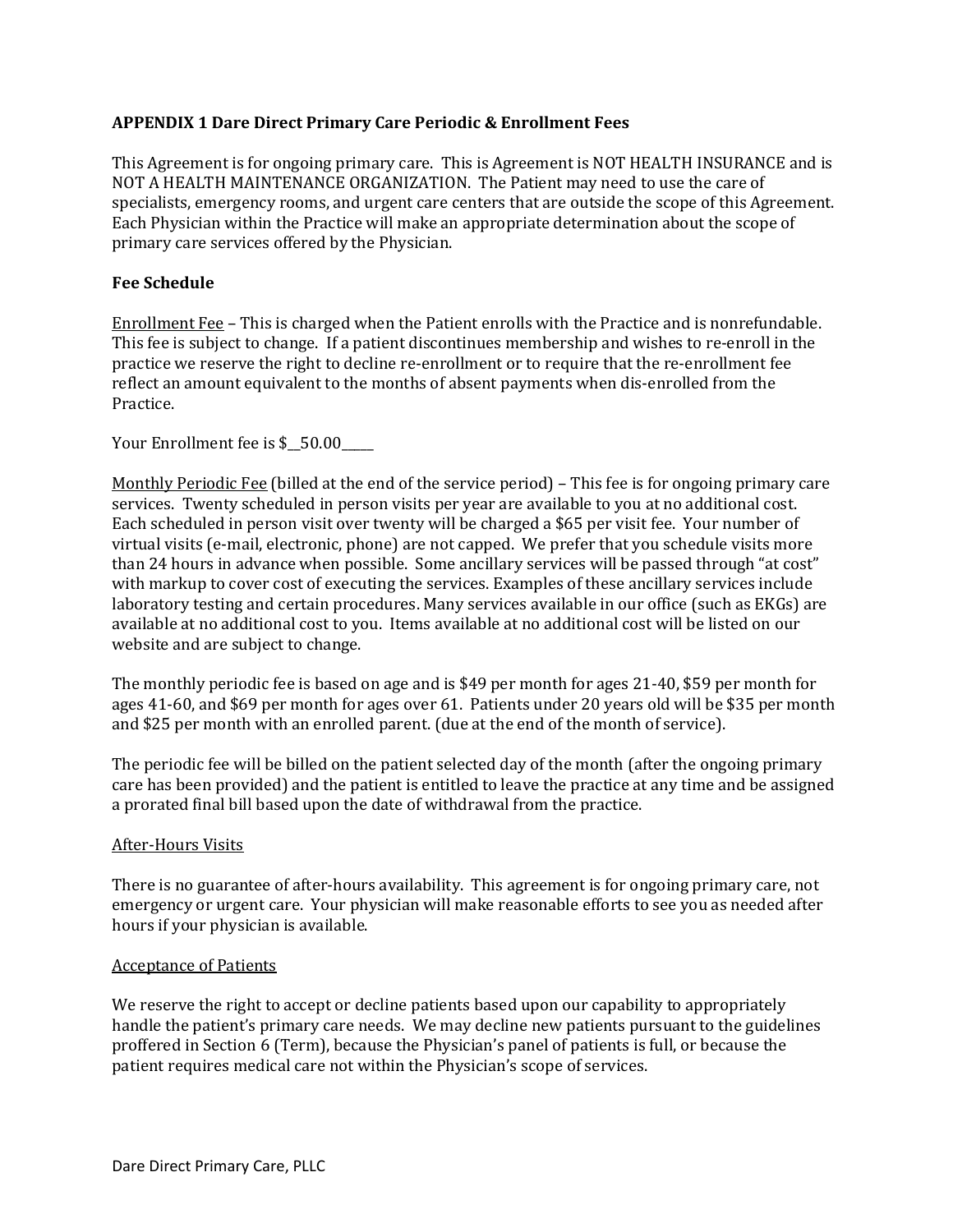**APPENDIX 1 Dare Direct Primary Care Periodic & Enrollment Fees**

This Agreement is for ongoing primary care. This is Agreement is NOT HEALTH INSURANCE and is NOT A HEALTH MAINTENANCE ORGANIZATION. The Patient may need to use the care of specialists, emergency rooms, and urgent care centers that are outside the scope of this Agreement. Each Physician within the Practice will make an appropriate determination about the scope of primary care services offered by the Physician.

**Fee Schedule**

Enrollment Fee – This is charged when the Patient enrolls with the Practice and is nonrefundable. This fee is subject to change. If a patient discontinues membership and wishes to re-enroll in the practice we reserve the right to decline re-enrollment or to require that the re-enrollment fee reflect an amount equivalent to the months of absent payments when dis-enrolled from the Practice.

Your Enrollment fee is $__50.00_____

Monthly Periodic Fee (billed at the end of the service period) – This fee is for ongoing primary care services. Twenty scheduled in person visits per year are available to you at no additional cost. Each scheduled in person visit over twenty will be charged a $65 per visit fee. Your number of virtual visits (e-mail, electronic, phone) are not capped. We prefer that you schedule visits more than 24 hours in advance when possible. Some ancillary services will be passed through "at cost" with markup to cover cost of executing the services. Examples of these ancillary services include laboratory testing and certain procedures. Many services available in our office (such as EKGs) are available at no additional cost to you. Items available at no additional cost will be listed on our website and are subject to change.

The monthly periodic fee is based on age and is $49 per month for ages 21-40, $59 per month for ages 41-60, and $69 per month for ages over 61. Patients under 20 years old will be $35 per month and $25 per month with an enrolled parent. (due at the end of the month of service).

The periodic fee will be billed on the patient selected day of the month (after the ongoing primary care has been provided) and the patient is entitled to leave the practice at any time and be assigned a prorated final bill based upon the date of withdrawal from the practice.

After-Hours Visits

There is no guarantee of after-hours availability. This agreement is for ongoing primary care, not emergency or urgent care. Your physician will make reasonable efforts to see you as needed after hours if your physician is available.

Acceptance of Patients

We reserve the right to accept or decline patients based upon our capability to appropriately handle the patient's primary care needs. We may decline new patients pursuant to the guidelines proffered in Section 6 (Term), because the Physician's panel of patients is full, or because the patient requires medical care not within the Physician's scope of services.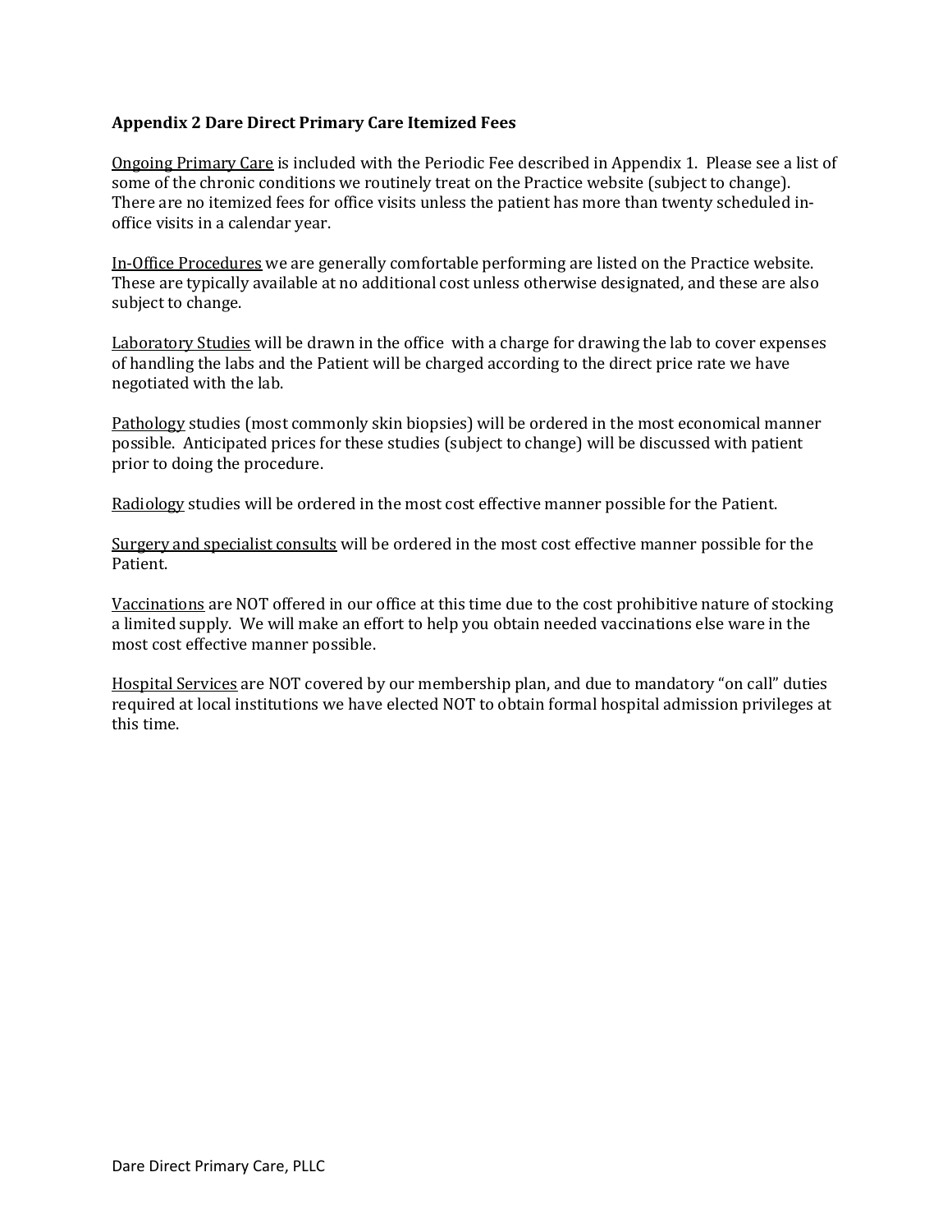**Appendix 2 Dare Direct Primary Care Itemized Fees**

<u>Ongoing Primary Care</u> is included with the Periodic Fee described in Appendix 1. Please see a list of some of the chronic conditions we routinely treat on the Practice website (subject to change). There are no itemized fees for office visits unless the patient has more than twenty scheduled in-office visits in a calendar year.

<u>In-Office Procedures</u> we are generally comfortable performing are listed on the Practice website. These are typically available at no additional cost unless otherwise designated, and these are also subject to change.

<u>Laboratory Studies</u> will be drawn in the office with a charge for drawing the lab to cover expenses of handling the labs and the Patient will be charged according to the direct price rate we have negotiated with the lab.

<u>Pathology</u> studies (most commonly skin biopsies) will be ordered in the most economical manner possible. Anticipated prices for these studies (subject to change) will be discussed with patient prior to doing the procedure.

<u>Radiology</u> studies will be ordered in the most cost effective manner possible for the Patient.

<u>Surgery and specialist consults</u> will be ordered in the most cost effective manner possible for the Patient.

<u>Vaccinations</u> are NOT offered in our office at this time due to the cost prohibitive nature of stocking a limited supply. We will make an effort to help you obtain needed vaccinations else ware in the most cost effective manner possible.

<u>Hospital Services</u> are NOT covered by our membership plan, and due to mandatory "on call" duties required at local institutions we have elected NOT to obtain formal hospital admission privileges at this time.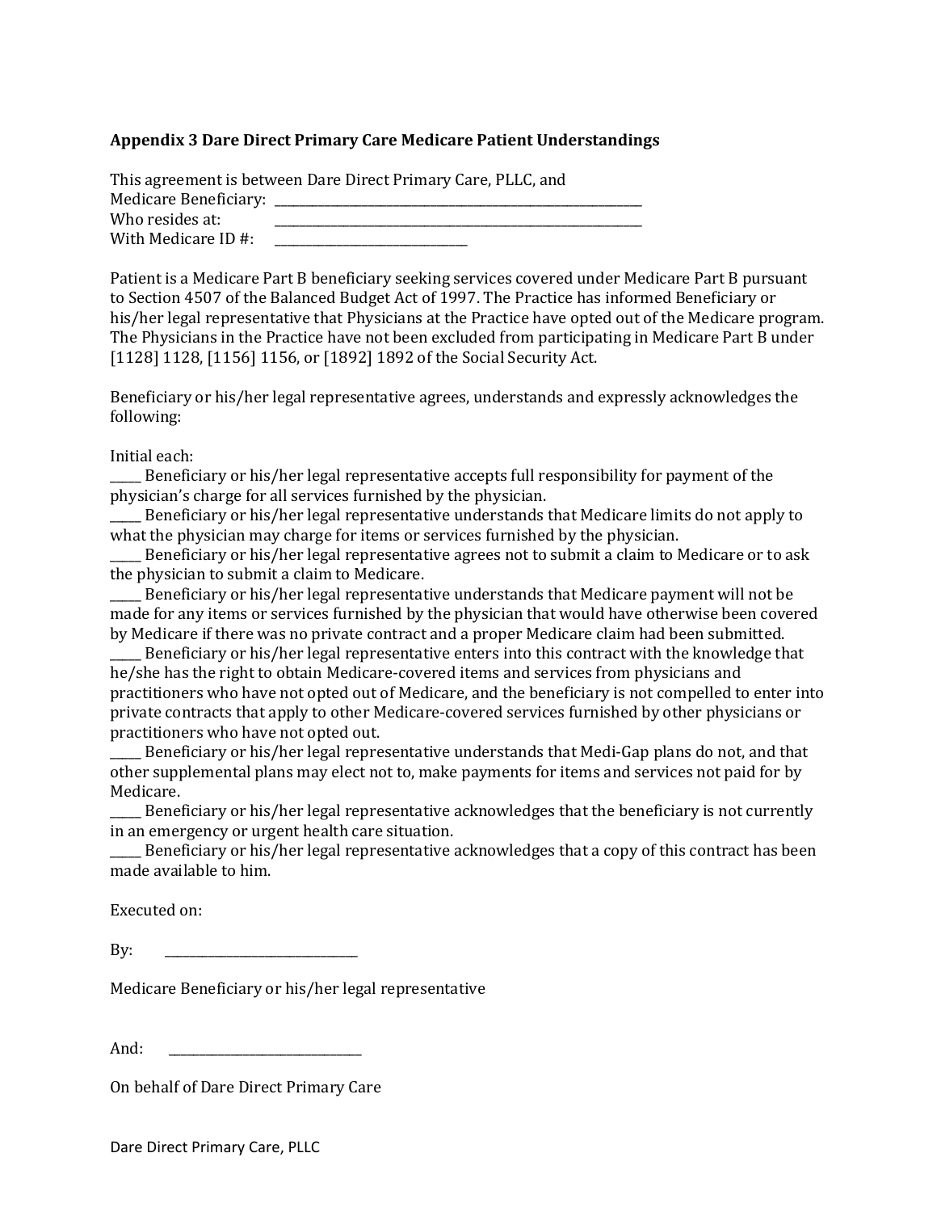**Appendix 3 Dare Direct Primary Care Medicare Patient Understandings**

This agreement is between Dare Direct Primary Care, PLLC, and
Medicare Beneficiary: ____________________________________________
Who resides at: ____________________________________________
With Medicare ID #: ______________________

Patient is a Medicare Part B beneficiary seeking services covered under Medicare Part B pursuant to Section 4507 of the Balanced Budget Act of 1997. The Practice has informed Beneficiary or his/her legal representative that Physicians at the Practice have opted out of the Medicare program. The Physicians in the Practice have not been excluded from participating in Medicare Part B under [1128] 1128, [1156] 1156, or [1892] 1892 of the Social Security Act.

Beneficiary or his/her legal representative agrees, understands and expressly acknowledges the following:

Initial each:

_____ Beneficiary or his/her legal representative accepts full responsibility for payment of the physician's charge for all services furnished by the physician.

_____ Beneficiary or his/her legal representative understands that Medicare limits do not apply to what the physician may charge for items or services furnished by the physician.

_____ Beneficiary or his/her legal representative agrees not to submit a claim to Medicare or to ask the physician to submit a claim to Medicare.

_____ Beneficiary or his/her legal representative understands that Medicare payment will not be made for any items or services furnished by the physician that would have otherwise been covered by Medicare if there was no private contract and a proper Medicare claim had been submitted.

_____ Beneficiary or his/her legal representative enters into this contract with the knowledge that he/she has the right to obtain Medicare-covered items and services from physicians and practitioners who have not opted out of Medicare, and the beneficiary is not compelled to enter into private contracts that apply to other Medicare-covered services furnished by other physicians or practitioners who have not opted out.

_____ Beneficiary or his/her legal representative understands that Medi-Gap plans do not, and that other supplemental plans may elect not to, make payments for items and services not paid for by Medicare.

_____ Beneficiary or his/her legal representative acknowledges that the beneficiary is not currently in an emergency or urgent health care situation.

_____ Beneficiary or his/her legal representative acknowledges that a copy of this contract has been made available to him.

Executed on:

By: ______________________

Medicare Beneficiary or his/her legal representative

And: ______________________

On behalf of Dare Direct Primary Care